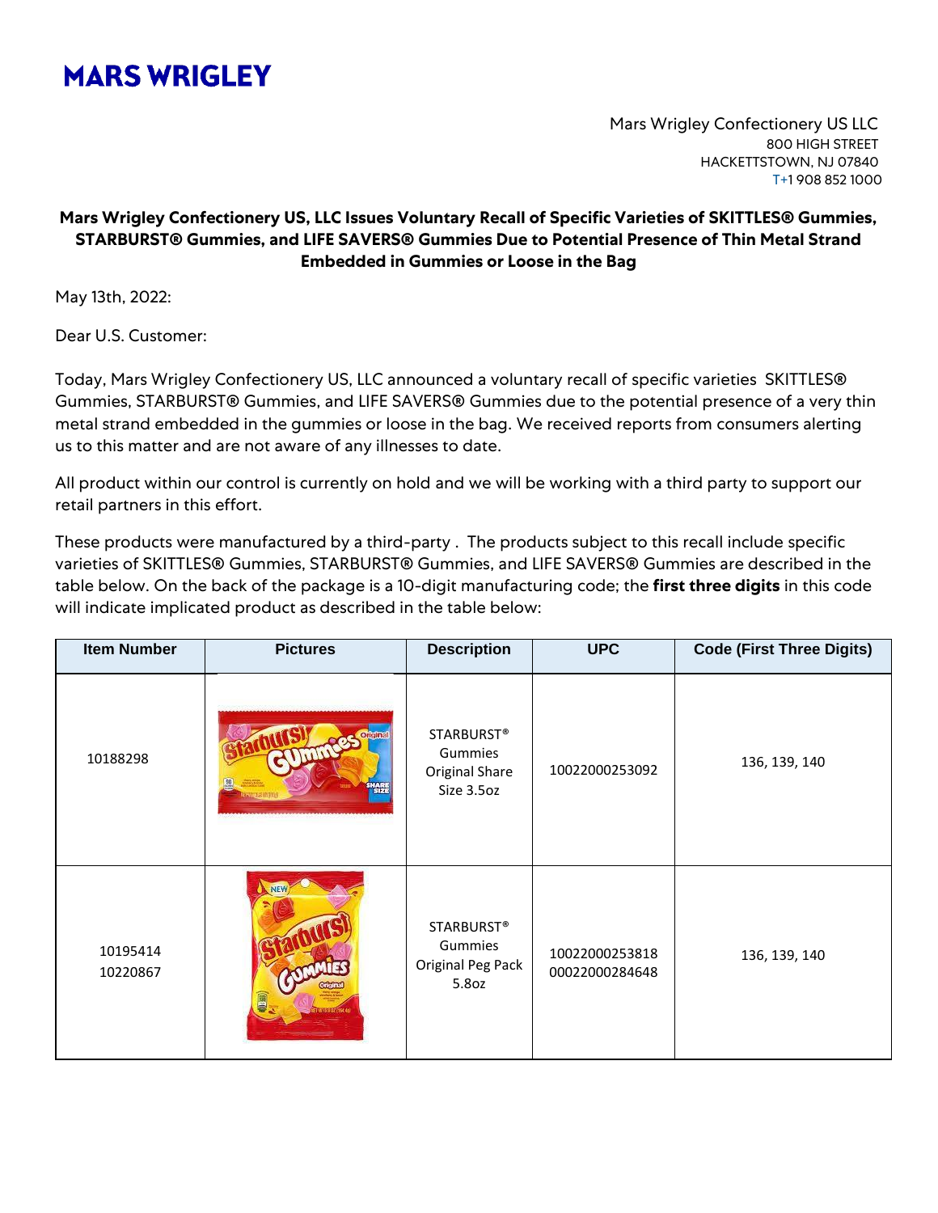# MARS WRIGLEY

Mars Wrigley Confectionery US LLC
800 HIGH STREET
HACKETTSTOWN, NJ 07840
T+1 908 852 1000

**Mars Wrigley Confectionery US, LLC Issues Voluntary Recall of Specific Varieties of SKITTLES® Gummies, STARBURST® Gummies, and LIFE SAVERS® Gummies Due to Potential Presence of Thin Metal Strand Embedded in Gummies or Loose in the Bag**

May 13th, 2022:

Dear U.S. Customer:

Today, Mars Wrigley Confectionery US, LLC announced a voluntary recall of specific varieties SKITTLES® Gummies, STARBURST® Gummies, and LIFE SAVERS® Gummies due to the potential presence of a very thin metal strand embedded in the gummies or loose in the bag. We received reports from consumers alerting us to this matter and are not aware of any illnesses to date.

All product within our control is currently on hold and we will be working with a third party to support our retail partners in this effort.

These products were manufactured by a third-party . The products subject to this recall include specific varieties of SKITTLES® Gummies, STARBURST® Gummies, and LIFE SAVERS® Gummies are described in the table below. On the back of the package is a 10-digit manufacturing code; the **first three digits** in this code will indicate implicated product as described in the table below:

| Item Number | Pictures | Description | UPC | Code (First Three Digits) |
|---|---|---|---|---|
| 10188298 | | STARBURST® Gummies Original Share Size 3.5oz | 10022000253092 | 136, 139, 140 |
| 10195414<br>10220867 | | STARBURST® Gummies Original Peg Pack 5.8oz | 10022000253818<br>00022000284648 | 136, 139, 140 |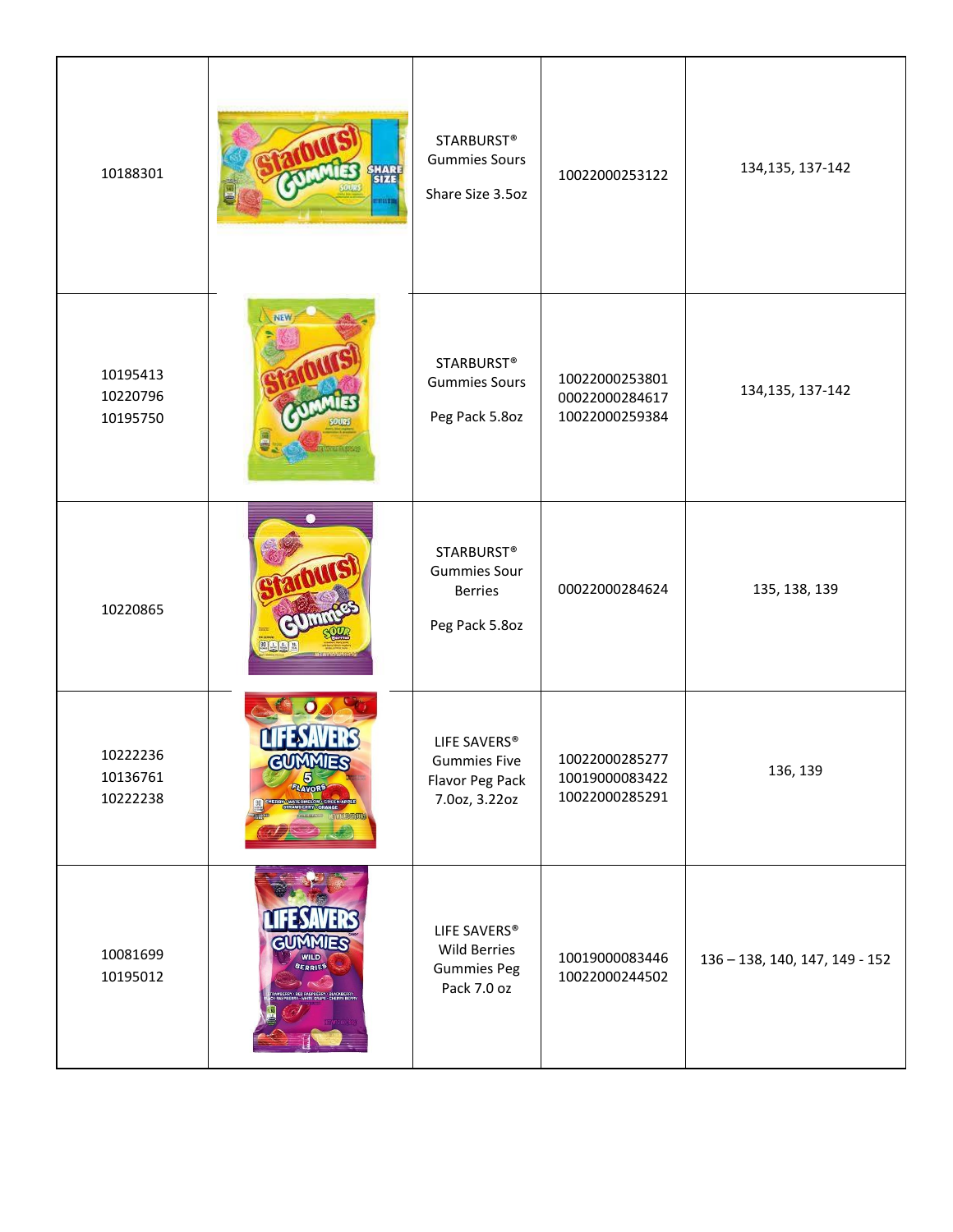| | | | | |
|---|---|---|---|---|
| 10188301 | | STARBURST® Gummies Sours<br><br>Share Size 3.5oz | 10022000253122 | 134,135, 137-142 |
| 10195413<br>10220796<br>10195750 | | STARBURST® Gummies Sours<br><br>Peg Pack 5.8oz | 10022000253801<br>00022000284617<br>10022000259384 | 134,135, 137-142 |
| 10220865 | | STARBURST® Gummies Sour Berries<br><br>Peg Pack 5.8oz | 00022000284624 | 135, 138, 139 |
| 10222236<br>10136761<br>10222238 | | LIFE SAVERS® Gummies Five Flavor Peg Pack 7.0oz, 3.22oz | 10022000285277<br>10019000083422<br>10022000285291 | 136, 139 |
| 10081699<br>10195012 | | LIFE SAVERS® Wild Berries Gummies Peg Pack 7.0 oz | 10019000083446<br>10022000244502 | 136 – 138, 140, 147, 149 - 152 |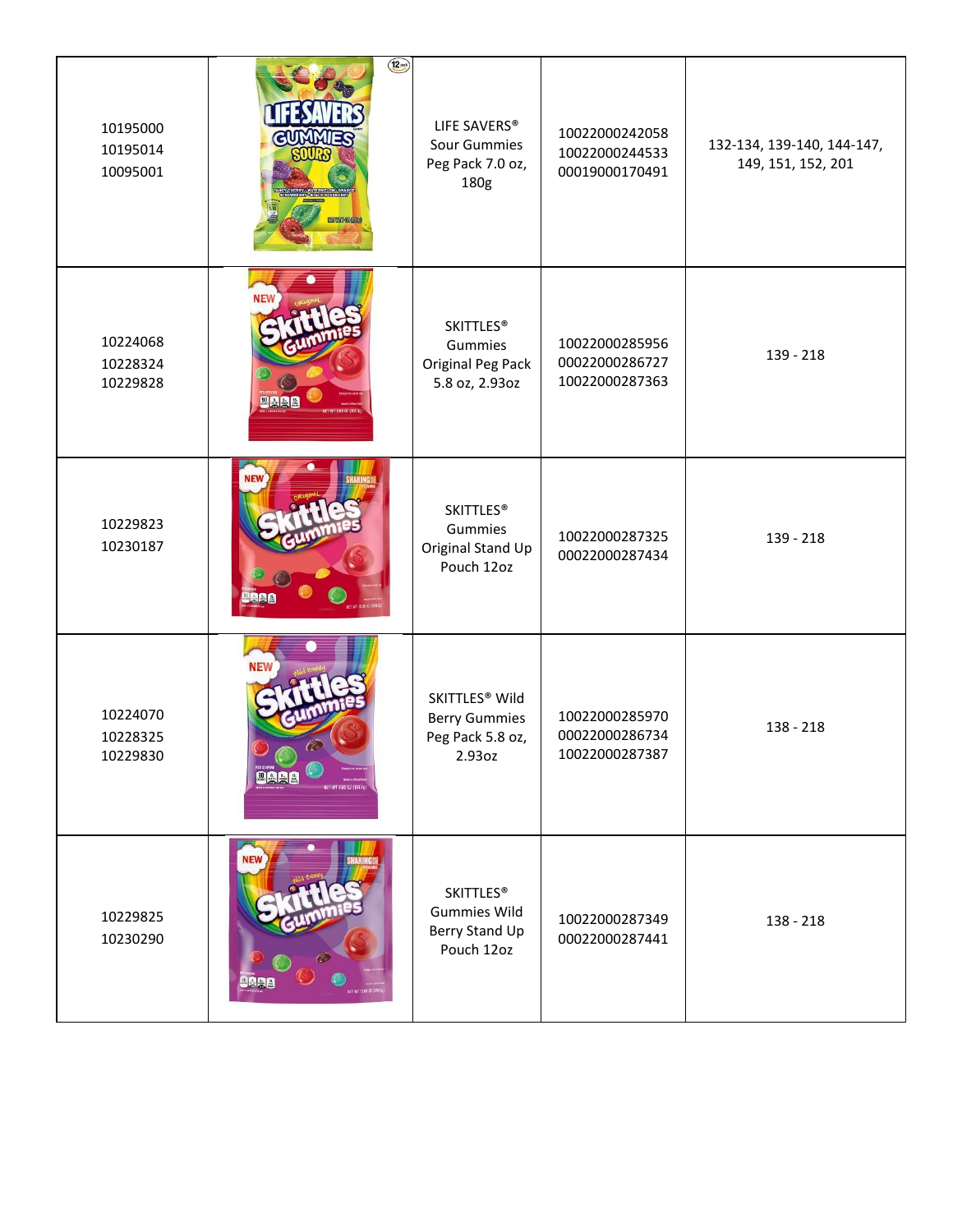| | | | | |
|---|---|---|---|---|
| 10195000<br>10195014<br>10095001 | | LIFE SAVERS® Sour Gummies Peg Pack 7.0 oz, 180g | 10022000242058<br>10022000244533<br>00019000170491 | 132-134, 139-140, 144-147, 149, 151, 152, 201 |
| 10224068<br>10228324<br>10229828 | | SKITTLES® Gummies Original Peg Pack 5.8 oz, 2.93oz | 10022000285956<br>00022000286727<br>10022000287363 | 139 - 218 |
| 10229823<br>10230187 | | SKITTLES® Gummies Original Stand Up Pouch 12oz | 10022000287325<br>00022000287434 | 139 - 218 |
| 10224070<br>10228325<br>10229830 | | SKITTLES® Wild Berry Gummies Peg Pack 5.8 oz, 2.93oz | 10022000285970<br>00022000286734<br>10022000287387 | 138 - 218 |
| 10229825<br>10230290 | | SKITTLES® Gummies Wild Berry Stand Up Pouch 12oz | 10022000287349<br>00022000287441 | 138 - 218 |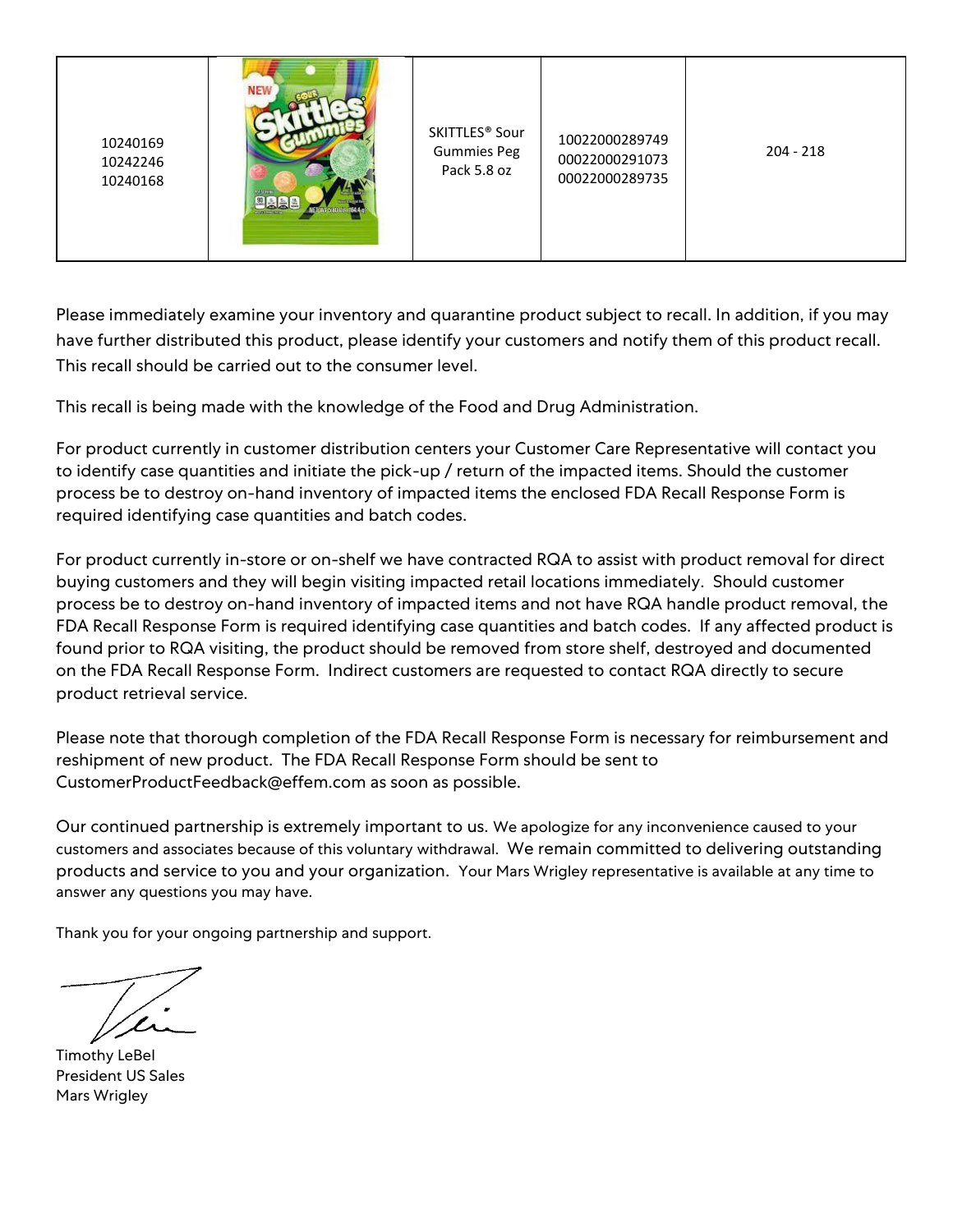| | | | | |
|---|---|---|---|---|
| 10240169<br>10242246<br>10240168 | | SKITTLES® Sour Gummies Peg Pack 5.8 oz | 10022000289749<br>00022000291073<br>00022000289735 | 204 - 218 |

Please immediately examine your inventory and quarantine product subject to recall. In addition, if you may have further distributed this product, please identify your customers and notify them of this product recall. This recall should be carried out to the consumer level.

This recall is being made with the knowledge of the Food and Drug Administration.

For product currently in customer distribution centers your Customer Care Representative will contact you to identify case quantities and initiate the pick-up / return of the impacted items. Should the customer process be to destroy on-hand inventory of impacted items the enclosed FDA Recall Response Form is required identifying case quantities and batch codes.

For product currently in-store or on-shelf we have contracted RQA to assist with product removal for direct buying customers and they will begin visiting impacted retail locations immediately. Should customer process be to destroy on-hand inventory of impacted items and not have RQA handle product removal, the FDA Recall Response Form is required identifying case quantities and batch codes. If any affected product is found prior to RQA visiting, the product should be removed from store shelf, destroyed and documented on the FDA Recall Response Form. Indirect customers are requested to contact RQA directly to secure product retrieval service.

Please note that thorough completion of the FDA Recall Response Form is necessary for reimbursement and reshipment of new product. The FDA Recall Response Form should be sent to CustomerProductFeedback@effem.com as soon as possible.

Our continued partnership is extremely important to us. We apologize for any inconvenience caused to your customers and associates because of this voluntary withdrawal. We remain committed to delivering outstanding products and service to you and your organization. Your Mars Wrigley representative is available at any time to answer any questions you may have.

Thank you for your ongoing partnership and support.

Timothy LeBel
President US Sales
Mars Wrigley